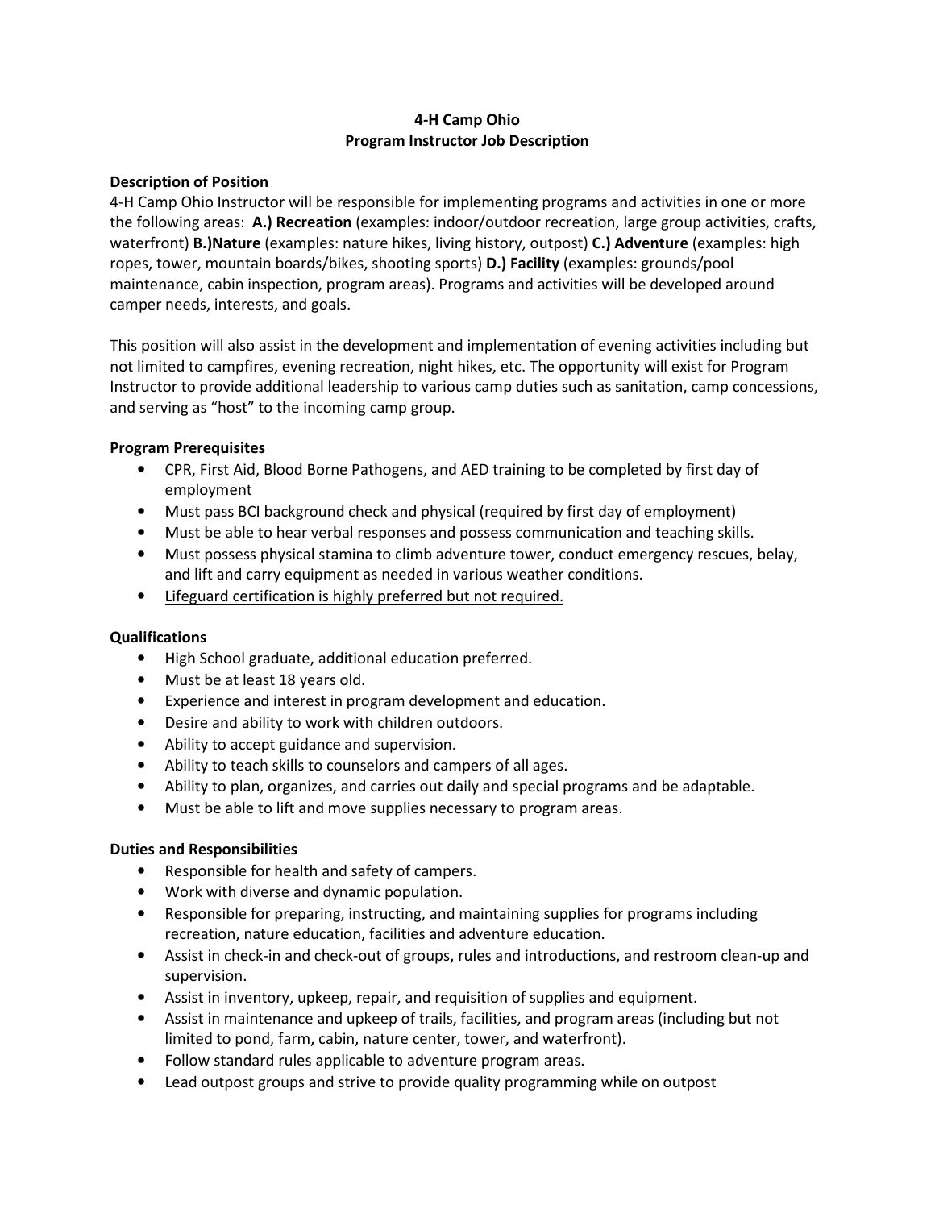# 4-H Camp Ohio
## Program Instructor Job Description

### Description of Position

4-H Camp Ohio Instructor will be responsible for implementing programs and activities in one or more the following areas: **A.) Recreation** (examples: indoor/outdoor recreation, large group activities, crafts, waterfront) **B.)Nature** (examples: nature hikes, living history, outpost) **C.) Adventure** (examples: high ropes, tower, mountain boards/bikes, shooting sports) **D.) Facility** (examples: grounds/pool maintenance, cabin inspection, program areas). Programs and activities will be developed around camper needs, interests, and goals.

This position will also assist in the development and implementation of evening activities including but not limited to campfires, evening recreation, night hikes, etc. The opportunity will exist for Program Instructor to provide additional leadership to various camp duties such as sanitation, camp concessions, and serving as "host" to the incoming camp group.

### Program Prerequisites

- CPR, First Aid, Blood Borne Pathogens, and AED training to be completed by first day of employment
- Must pass BCI background check and physical (required by first day of employment)
- Must be able to hear verbal responses and possess communication and teaching skills.
- Must possess physical stamina to climb adventure tower, conduct emergency rescues, belay, and lift and carry equipment as needed in various weather conditions.
- <u>Lifeguard certification is highly preferred but not required.</u>

### Qualifications

- High School graduate, additional education preferred.
- Must be at least 18 years old.
- Experience and interest in program development and education.
- Desire and ability to work with children outdoors.
- Ability to accept guidance and supervision.
- Ability to teach skills to counselors and campers of all ages.
- Ability to plan, organizes, and carries out daily and special programs and be adaptable.
- Must be able to lift and move supplies necessary to program areas.

### Duties and Responsibilities

- Responsible for health and safety of campers.
- Work with diverse and dynamic population.
- Responsible for preparing, instructing, and maintaining supplies for programs including recreation, nature education, facilities and adventure education.
- Assist in check-in and check-out of groups, rules and introductions, and restroom clean-up and supervision.
- Assist in inventory, upkeep, repair, and requisition of supplies and equipment.
- Assist in maintenance and upkeep of trails, facilities, and program areas (including but not limited to pond, farm, cabin, nature center, tower, and waterfront).
- Follow standard rules applicable to adventure program areas.
- Lead outpost groups and strive to provide quality programming while on outpost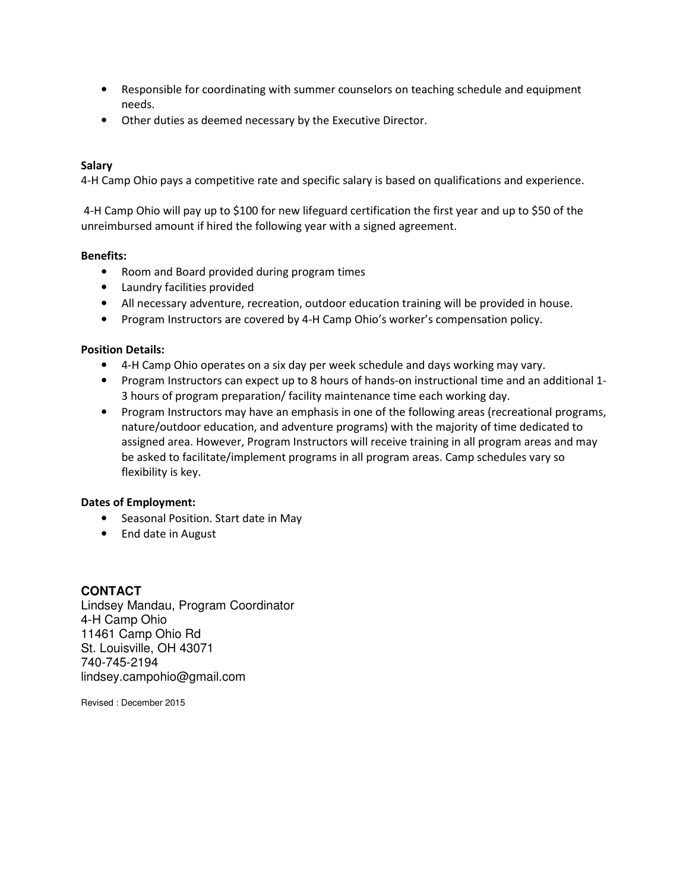- Responsible for coordinating with summer counselors on teaching schedule and equipment needs.
- Other duties as deemed necessary by the Executive Director.

**Salary**

4-H Camp Ohio pays a competitive rate and specific salary is based on qualifications and experience.

4-H Camp Ohio will pay up to $100 for new lifeguard certification the first year and up to $50 of the unreimbursed amount if hired the following year with a signed agreement.

**Benefits:**

- Room and Board provided during program times
- Laundry facilities provided
- All necessary adventure, recreation, outdoor education training will be provided in house.
- Program Instructors are covered by 4-H Camp Ohio's worker's compensation policy.

**Position Details:**

- 4-H Camp Ohio operates on a six day per week schedule and days working may vary.
- Program Instructors can expect up to 8 hours of hands-on instructional time and an additional 1-3 hours of program preparation/ facility maintenance time each working day.
- Program Instructors may have an emphasis in one of the following areas (recreational programs, nature/outdoor education, and adventure programs) with the majority of time dedicated to assigned area. However, Program Instructors will receive training in all program areas and may be asked to facilitate/implement programs in all program areas. Camp schedules vary so flexibility is key.

**Dates of Employment:**

- Seasonal Position. Start date in May
- End date in August

**CONTACT**

Lindsey Mandau, Program Coordinator
4-H Camp Ohio
11461 Camp Ohio Rd
St. Louisville, OH 43071
740-745-2194
lindsey.campohio@gmail.com

Revised : December 2015